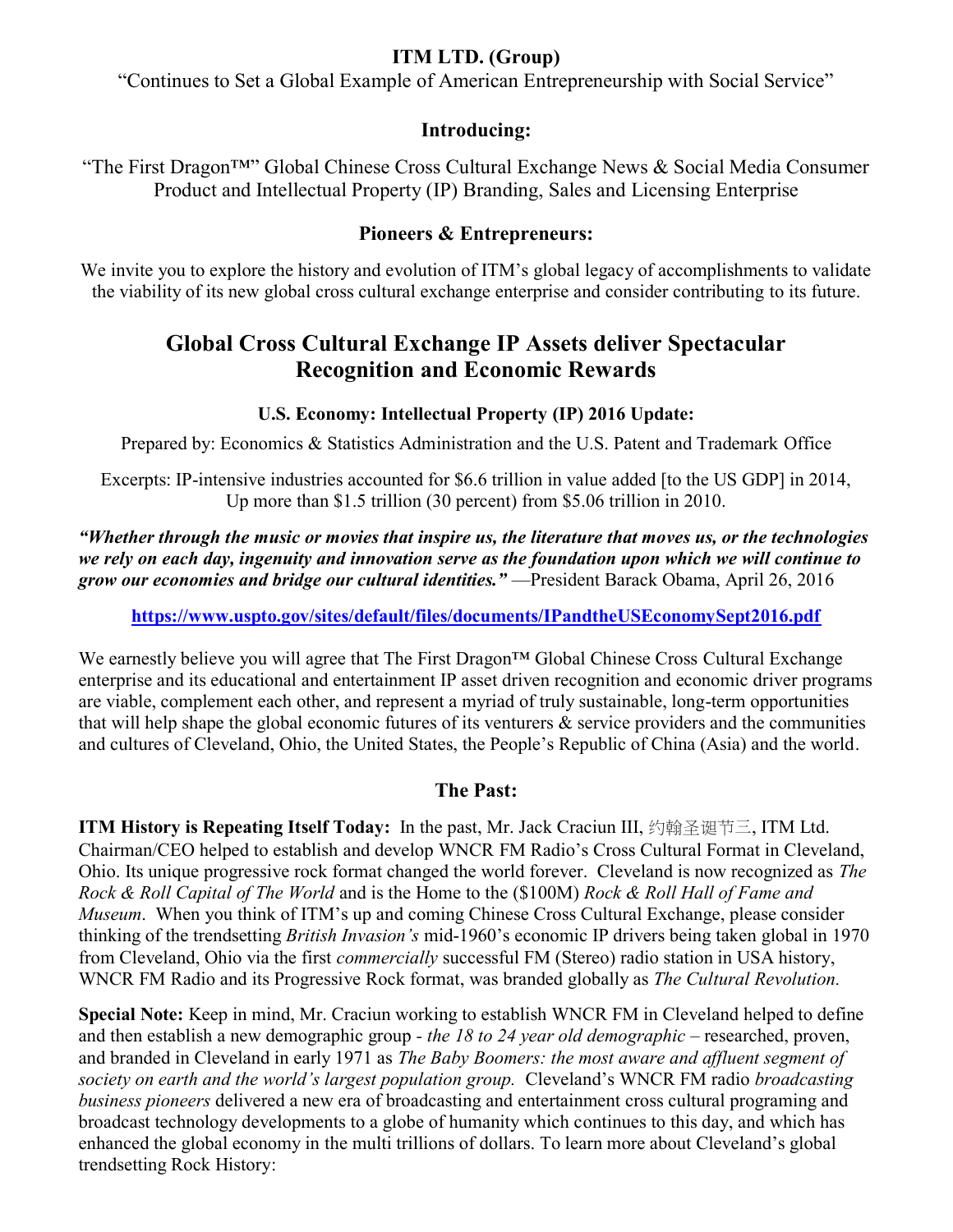**ITM LTD. (Group)**

"Continues to Set a Global Example of American Entrepreneurship with Social Service"

**Introducing:**

"The First Dragon™" Global Chinese Cross Cultural Exchange News & Social Media Consumer Product and Intellectual Property (IP) Branding, Sales and Licensing Enterprise

**Pioneers & Entrepreneurs:**

We invite you to explore the history and evolution of ITM's global legacy of accomplishments to validate the viability of its new global cross cultural exchange enterprise and consider contributing to its future.

## Global Cross Cultural Exchange IP Assets deliver Spectacular Recognition and Economic Rewards

**U.S. Economy: Intellectual Property (IP) 2016 Update:**

Prepared by: Economics & Statistics Administration and the U.S. Patent and Trademark Office

Excerpts: IP-intensive industries accounted for $6.6 trillion in value added [to the US GDP] in 2014, Up more than $1.5 trillion (30 percent) from $5.06 trillion in 2010.

***"Whether through the music or movies that inspire us, the literature that moves us, or the technologies we rely on each day, ingenuity and innovation serve as the foundation upon which we will continue to grow our economies and bridge our cultural identities."*** —President Barack Obama, April 26, 2016

**https://www.uspto.gov/sites/default/files/documents/IPandtheUSEconomySept2016.pdf**

We earnestly believe you will agree that The First Dragon™ Global Chinese Cross Cultural Exchange enterprise and its educational and entertainment IP asset driven recognition and economic driver programs are viable, complement each other, and represent a myriad of truly sustainable, long-term opportunities that will help shape the global economic futures of its venturers & service providers and the communities and cultures of Cleveland, Ohio, the United States, the People's Republic of China (Asia) and the world.

**The Past:**

**ITM History is Repeating Itself Today:** In the past, Mr. Jack Craciun III, 约翰圣诞节三, ITM Ltd. Chairman/CEO helped to establish and develop WNCR FM Radio's Cross Cultural Format in Cleveland, Ohio. Its unique progressive rock format changed the world forever. Cleveland is now recognized as *The Rock & Roll Capital of The World* and is the Home to the ($100M) *Rock & Roll Hall of Fame and Museum*. When you think of ITM's up and coming Chinese Cross Cultural Exchange, please consider thinking of the trendsetting *British Invasion's* mid-1960's economic IP drivers being taken global in 1970 from Cleveland, Ohio via the first *commercially* successful FM (Stereo) radio station in USA history, WNCR FM Radio and its Progressive Rock format, was branded globally as *The Cultural Revolution.*

**Special Note:** Keep in mind, Mr. Craciun working to establish WNCR FM in Cleveland helped to define and then establish a new demographic group - *the 18 to 24 year old demographic* – researched, proven, and branded in Cleveland in early 1971 as *The Baby Boomers: the most aware and affluent segment of society on earth and the world's largest population group.* Cleveland's WNCR FM radio *broadcasting business pioneers* delivered a new era of broadcasting and entertainment cross cultural programing and broadcast technology developments to a globe of humanity which continues to this day, and which has enhanced the global economy in the multi trillions of dollars. To learn more about Cleveland's global trendsetting Rock History: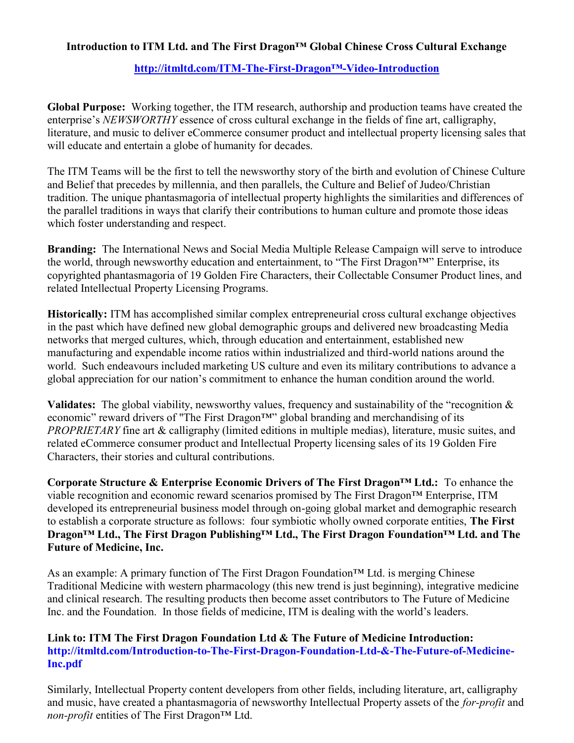**Introduction to ITM Ltd. and The First Dragon™ Global Chinese Cross Cultural Exchange**

**http://itmltd.com/ITM-The-First-Dragon™-Video-Introduction**

**Global Purpose:** Working together, the ITM research, authorship and production teams have created the enterprise's *NEWSWORTHY* essence of cross cultural exchange in the fields of fine art, calligraphy, literature, and music to deliver eCommerce consumer product and intellectual property licensing sales that will educate and entertain a globe of humanity for decades.

The ITM Teams will be the first to tell the newsworthy story of the birth and evolution of Chinese Culture and Belief that precedes by millennia, and then parallels, the Culture and Belief of Judeo/Christian tradition. The unique phantasmagoria of intellectual property highlights the similarities and differences of the parallel traditions in ways that clarify their contributions to human culture and promote those ideas which foster understanding and respect.

**Branding:** The International News and Social Media Multiple Release Campaign will serve to introduce the world, through newsworthy education and entertainment, to "The First Dragon™" Enterprise, its copyrighted phantasmagoria of 19 Golden Fire Characters, their Collectable Consumer Product lines, and related Intellectual Property Licensing Programs.

**Historically:** ITM has accomplished similar complex entrepreneurial cross cultural exchange objectives in the past which have defined new global demographic groups and delivered new broadcasting Media networks that merged cultures, which, through education and entertainment, established new manufacturing and expendable income ratios within industrialized and third-world nations around the world. Such endeavours included marketing US culture and even its military contributions to advance a global appreciation for our nation's commitment to enhance the human condition around the world.

**Validates:** The global viability, newsworthy values, frequency and sustainability of the "recognition & economic" reward drivers of "The First Dragon™" global branding and merchandising of its *PROPRIETARY* fine art & calligraphy (limited editions in multiple medias), literature, music suites, and related eCommerce consumer product and Intellectual Property licensing sales of its 19 Golden Fire Characters, their stories and cultural contributions.

**Corporate Structure & Enterprise Economic Drivers of The First Dragon™ Ltd.:** To enhance the viable recognition and economic reward scenarios promised by The First Dragon™ Enterprise, ITM developed its entrepreneurial business model through on-going global market and demographic research to establish a corporate structure as follows: four symbiotic wholly owned corporate entities, **The First Dragon™ Ltd., The First Dragon Publishing™ Ltd., The First Dragon Foundation™ Ltd. and The Future of Medicine, Inc.**

As an example: A primary function of The First Dragon Foundation™ Ltd. is merging Chinese Traditional Medicine with western pharmacology (this new trend is just beginning), integrative medicine and clinical research. The resulting products then become asset contributors to The Future of Medicine Inc. and the Foundation. In those fields of medicine, ITM is dealing with the world's leaders.

**Link to: ITM The First Dragon Foundation Ltd & The Future of Medicine Introduction: http://itmltd.com/Introduction-to-The-First-Dragon-Foundation-Ltd-&-The-Future-of-Medicine-Inc.pdf**

Similarly, Intellectual Property content developers from other fields, including literature, art, calligraphy and music, have created a phantasmagoria of newsworthy Intellectual Property assets of the *for-profit* and *non-profit* entities of The First Dragon™ Ltd.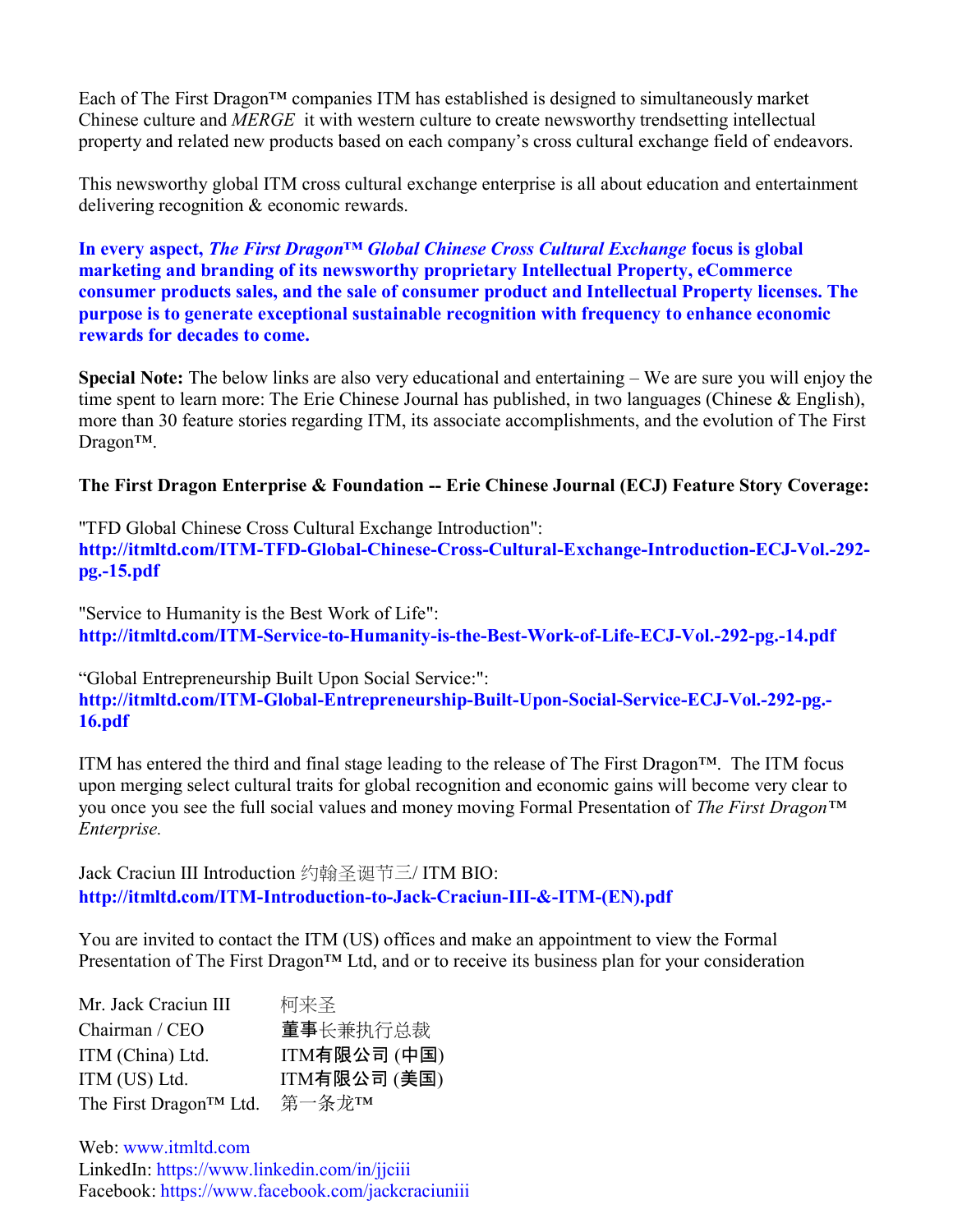Each of The First Dragon™ companies ITM has established is designed to simultaneously market Chinese culture and *MERGE* it with western culture to create newsworthy trendsetting intellectual property and related new products based on each company's cross cultural exchange field of endeavors.

This newsworthy global ITM cross cultural exchange enterprise is all about education and entertainment delivering recognition & economic rewards.

**In every aspect, *The First Dragon™ Global Chinese Cross Cultural Exchange* focus is global marketing and branding of its newsworthy proprietary Intellectual Property, eCommerce consumer products sales, and the sale of consumer product and Intellectual Property licenses. The purpose is to generate exceptional sustainable recognition with frequency to enhance economic rewards for decades to come.**

**Special Note:** The below links are also very educational and entertaining – We are sure you will enjoy the time spent to learn more: The Erie Chinese Journal has published, in two languages (Chinese & English), more than 30 feature stories regarding ITM, its associate accomplishments, and the evolution of The First Dragon™.

**The First Dragon Enterprise & Foundation -- Erie Chinese Journal (ECJ) Feature Story Coverage:**

"TFD Global Chinese Cross Cultural Exchange Introduction":
**http://itmltd.com/ITM-TFD-Global-Chinese-Cross-Cultural-Exchange-Introduction-ECJ-Vol.-292-pg.-15.pdf**

"Service to Humanity is the Best Work of Life":
**http://itmltd.com/ITM-Service-to-Humanity-is-the-Best-Work-of-Life-ECJ-Vol.-292-pg.-14.pdf**

"Global Entrepreneurship Built Upon Social Service:":
**http://itmltd.com/ITM-Global-Entrepreneurship-Built-Upon-Social-Service-ECJ-Vol.-292-pg.-16.pdf**

ITM has entered the third and final stage leading to the release of The First Dragon™. The ITM focus upon merging select cultural traits for global recognition and economic gains will become very clear to you once you see the full social values and money moving Formal Presentation of *The First Dragon™ Enterprise.*

Jack Craciun III Introduction 约翰圣诞节三/ ITM BIO:
**http://itmltd.com/ITM-Introduction-to-Jack-Craciun-III-&-ITM-(EN).pdf**

You are invited to contact the ITM (US) offices and make an appointment to view the Formal Presentation of The First Dragon™ Ltd, and or to receive its business plan for your consideration

| | |
|---|---|
| Mr. Jack Craciun III | 柯来圣 |
| Chairman / CEO | 董事长兼执行总裁 |
| ITM (China) Ltd. | ITM有限公司 (中国) |
| ITM (US) Ltd. | ITM有限公司 (美国) |
| The First Dragon™ Ltd. | 第一条龙™ |

Web: www.itmltd.com
LinkedIn: https://www.linkedin.com/in/jjciii
Facebook: https://www.facebook.com/jackcraciuniii